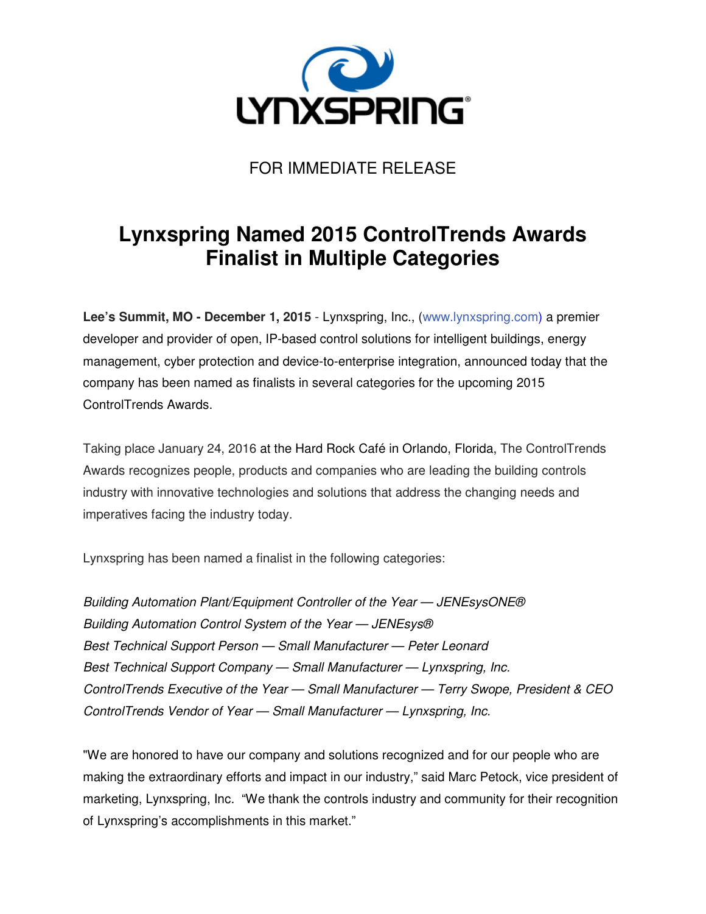FOR IMMEDIATE RELEASE

# Lynxspring Named 2015 ControlTrends Awards Finalist in Multiple Categories

**Lee's Summit, MO - December 1, 2015** - Lynxspring, Inc., (www.lynxspring.com) a premier developer and provider of open, IP-based control solutions for intelligent buildings, energy management, cyber protection and device-to-enterprise integration, announced today that the company has been named as finalists in several categories for the upcoming 2015 ControlTrends Awards.

Taking place January 24, 2016 at the Hard Rock Café in Orlando, Florida, The ControlTrends Awards recognizes people, products and companies who are leading the building controls industry with innovative technologies and solutions that address the changing needs and imperatives facing the industry today.

Lynxspring has been named a finalist in the following categories:

*Building Automation Plant/Equipment Controller of the Year — JENEsysONE®*
*Building Automation Control System of the Year — JENEsys®*
*Best Technical Support Person — Small Manufacturer — Peter Leonard*
*Best Technical Support Company — Small Manufacturer — Lynxspring, Inc.*
*ControlTrends Executive of the Year — Small Manufacturer — Terry Swope, President & CEO*
*ControlTrends Vendor of Year — Small Manufacturer — Lynxspring, Inc.*

"We are honored to have our company and solutions recognized and for our people who are making the extraordinary efforts and impact in our industry," said Marc Petock, vice president of marketing, Lynxspring, Inc. "We thank the controls industry and community for their recognition of Lynxspring's accomplishments in this market."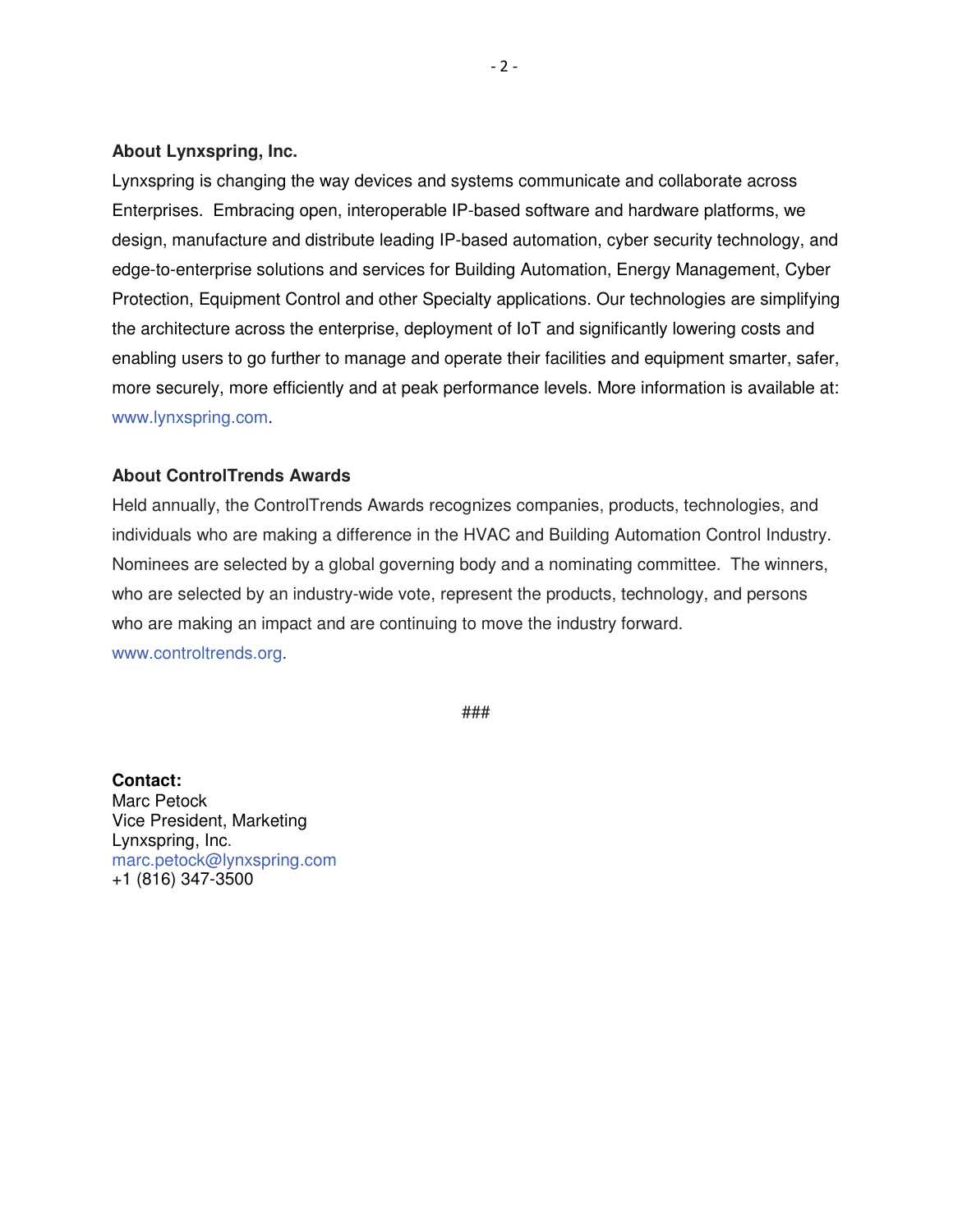**About Lynxspring, Inc.**

Lynxspring is changing the way devices and systems communicate and collaborate across Enterprises. Embracing open, interoperable IP-based software and hardware platforms, we design, manufacture and distribute leading IP-based automation, cyber security technology, and edge-to-enterprise solutions and services for Building Automation, Energy Management, Cyber Protection, Equipment Control and other Specialty applications. Our technologies are simplifying the architecture across the enterprise, deployment of IoT and significantly lowering costs and enabling users to go further to manage and operate their facilities and equipment smarter, safer, more securely, more efficiently and at peak performance levels. More information is available at: www.lynxspring.com.

**About ControlTrends Awards**

Held annually, the ControlTrends Awards recognizes companies, products, technologies, and individuals who are making a difference in the HVAC and Building Automation Control Industry. Nominees are selected by a global governing body and a nominating committee. The winners, who are selected by an industry-wide vote, represent the products, technology, and persons who are making an impact and are continuing to move the industry forward. www.controltrends.org.

###

**Contact:**
Marc Petock
Vice President, Marketing
Lynxspring, Inc.
marc.petock@lynxspring.com
+1 (816) 347-3500